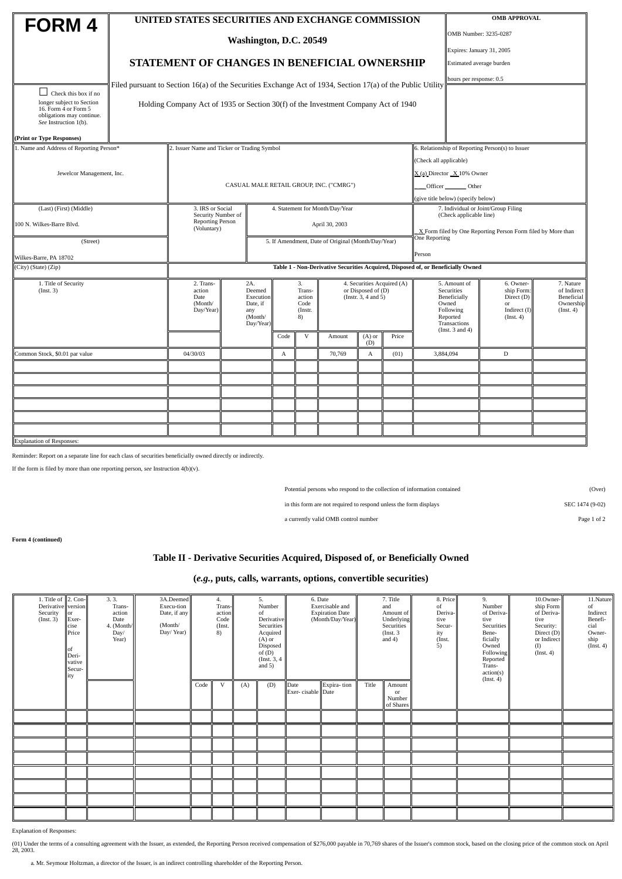# FORM 4

**UNITED STATES SECURITIES AND EXCHANGE COMMISSION**

**Washington, D.C. 20549**

## STATEMENT OF CHANGES IN BENEFICIAL OWNERSHIP

Filed pursuant to Section 16(a) of the Securities Exchange Act of 1934, Section 17(a) of the Public Utility Holding Company Act of 1935 or Section 30(f) of the Investment Company Act of 1940

**OMB APPROVAL**

OMB Number: 3235-0287

Expires: January 31, 2005

Estimated average burden

hours per response: 0.5

☐ Check this box if no longer subject to Section 16. Form 4 or Form 5 obligations may continue. *See* Instruction 1(b).

**(Print or Type Responses)**

| 1. Name and Address of Reporting Person* | 2. Issuer Name and Ticker or Trading Symbol | 6. Relationship of Reporting Person(s) to Issuer (Check all applicable) |
|---|---|---|
| Jewelcor Management, Inc. | CASUAL MALE RETAIL GROUP, INC. ("CMRG") | X (a) Director  X 10% Owner ___ Officer ___ Other (give title below) (specify below) |
| (Last) (First) (Middle) 100 N. Wilkes-Barre Blvd. | 3. IRS or Social Security Number of Reporting Person (Voluntary) / 4. Statement for Month/Day/Year: April 30, 2003 | 7. Individual or Joint/Group Filing (Check applicable line) X Form filed by One Reporting Person Form filed by More than One Reporting Person |
| (Street) Wilkes-Barre, PA 18702 | 5. If Amendment, Date of Original (Month/Day/Year) | |
| (City) (State) (Zip) | | |

**Table 1 - Non-Derivative Securities Acquired, Disposed of, or Beneficially Owned**

| 1. Title of Security (Inst. 3) | 2. Transaction Date (Month/ Day/Year) | 2A. Deemed Execution Date, if any (Month/ Day/Year) | 3. Transaction Code (Instr. 8) | | 4. Securities Acquired (A) or Disposed of (D) (Instr. 3, 4 and 5) | | | 5. Amount of Securities Beneficially Owned Following Reported Transactions (Inst. 3 and 4) | 6. Ownership Form: Direct (D) or Indirect (I) (Inst. 4) | 7. Nature of Indirect Beneficial Ownership (Inst. 4) |
|---|---|---|---|---|---|---|---|---|---|---|
| | | | Code | V | Amount | (A) or (D) | Price | | | |
| Common Stock, $0.01 par value | 04/30/03 | | A | | 70,769 | A | (01) | 3,884,094 | D | |

Explanation of Responses:

Reminder: Report on a separate line for each class of securities beneficially owned directly or indirectly.

If the form is filed by more than one reporting person, *see* Instruction 4(b)(v).

Potential persons who respond to the collection of information contained in this form are not required to respond unless the form displays a currently valid OMB control number

(Over)

SEC 1474 (9-02)

**Form 4 (continued)**

## Table II - Derivative Securities Acquired, Disposed of, or Beneficially Owned

## (*e.g.*, puts, calls, warrants, options, convertible securities)

| 1. Title of Derivative Security (Inst. 3) | 2. Conversion or Exercise Price of Derivative Security | 3. Transaction Date (Month/ Day/ Year) | 3A. Deemed Execution Date, if any (Month/ Day/ Year) | 4. Transaction Code (Inst. 8) | | 5. Number of Derivative Securities Acquired (A) or Disposed of (D) (Inst. 3, 4 and 5) | | 6. Date Exercisable and Expiration Date (Month/Day/Year) | | 7. Title and Amount of Underlying Securities (Inst. 3 and 4) | | 8. Price of Derivative Security (Inst. 5) | 9. Number of Derivative Securities Beneficially Owned Following Reported Transaction(s) (Inst. 4) | 10. Ownership Form of Derivative Security: Direct (D) or Indirect (I) (Inst. 4) | 11. Nature of Indirect Beneficial Ownership (Inst. 4) |
|---|---|---|---|---|---|---|---|---|---|---|---|---|---|---|---|
| | | | | Code | V | (A) | (D) | Date Exercisable | Expiration Date | Title | Amount or Number of Shares | | | | |

Explanation of Responses:

(01) Under the terms of a consulting agreement with the Issuer, as extended, the Reporting Person received compensation of $276,000 payable in 70,769 shares of the Issuer's common stock, based on the closing price of the common stock on April 28, 2003.

a. Mr. Seymour Holtzman, a director of the Issuer, is an indirect controlling shareholder of the Reporting Person.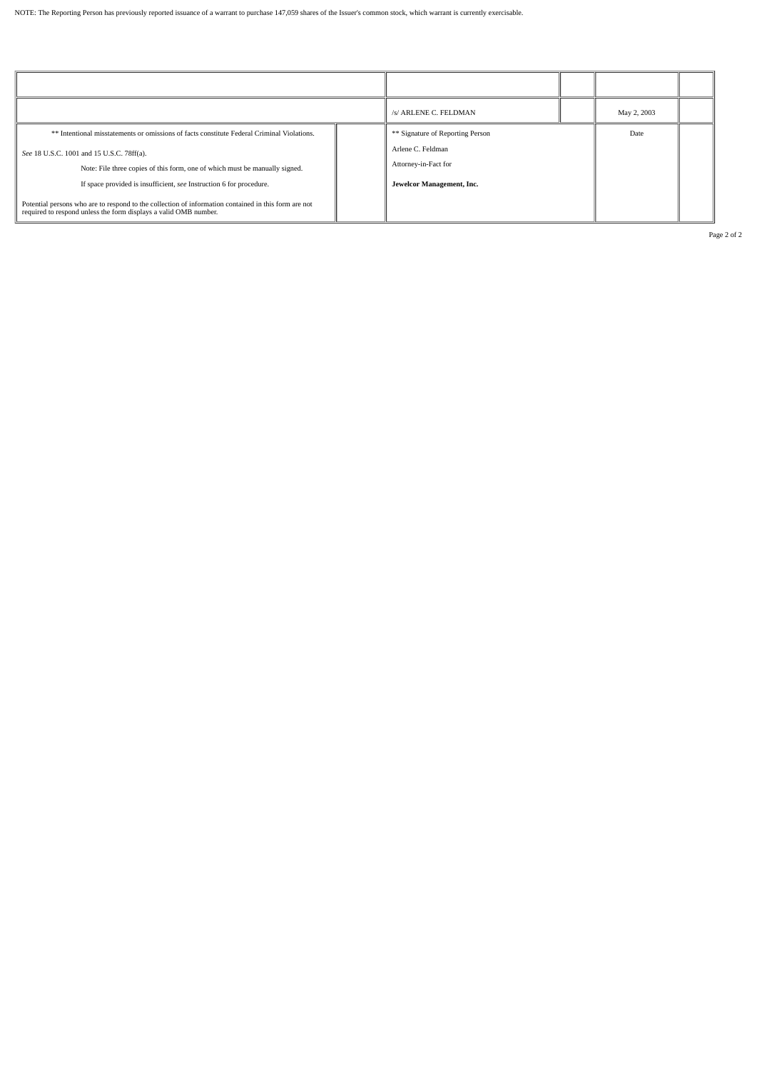NOTE: The Reporting Person has previously reported issuance of a warrant to purchase 147,059 shares of the Issuer's common stock, which warrant is currently exercisable.

| | | | | |
|---|---|---|---|---|
| | /s/ ARLENE C. FELDMAN | | May 2, 2003 | |
| ** Intentional misstatements or omissions of facts constitute Federal Criminal Violations.<br><br>*See* 18 U.S.C. 1001 and 15 U.S.C. 78ff(a).<br><br>Note: File three copies of this form, one of which must be manually signed.<br><br>If space provided is insufficient, *see* Instruction 6 for procedure.<br><br>Potential persons who are to respond to the collection of information contained in this form are not required to respond unless the form displays a valid OMB number. | ** Signature of Reporting Person<br><br>Arlene C. Feldman<br><br>Attorney-in-Fact for<br><br>**Jewelcor Management, Inc.** | | Date | |